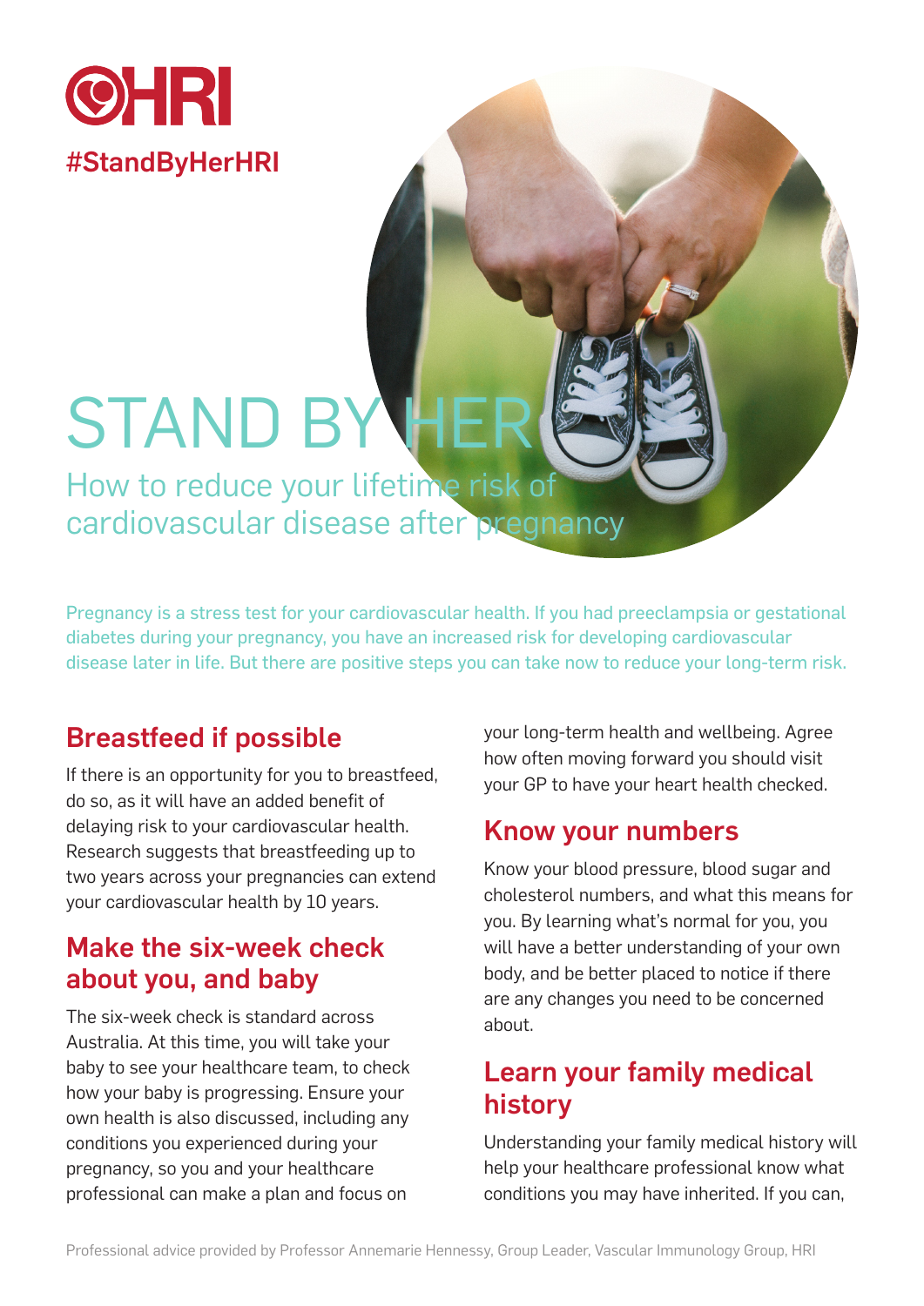HRI

#StandByHerHRI

# STAND BY HER

## How to reduce your lifetime risk of cardiovascular disease after pregnancy

Pregnancy is a stress test for your cardiovascular health. If you had preeclampsia or gestational diabetes during your pregnancy, you have an increased risk for developing cardiovascular disease later in life. But there are positive steps you can take now to reduce your long-term risk.

### Breastfeed if possible

If there is an opportunity for you to breastfeed, do so, as it will have an added benefit of delaying risk to your cardiovascular health. Research suggests that breastfeeding up to two years across your pregnancies can extend your cardiovascular health by 10 years.

### Make the six-week check about you, and baby

The six-week check is standard across Australia. At this time, you will take your baby to see your healthcare team, to check how your baby is progressing. Ensure your own health is also discussed, including any conditions you experienced during your pregnancy, so you and your healthcare professional can make a plan and focus on your long-term health and wellbeing. Agree how often moving forward you should visit your GP to have your heart health checked.

### Know your numbers

Know your blood pressure, blood sugar and cholesterol numbers, and what this means for you. By learning what's normal for you, you will have a better understanding of your own body, and be better placed to notice if there are any changes you need to be concerned about.

### Learn your family medical history

Understanding your family medical history will help your healthcare professional know what conditions you may have inherited. If you can,

Professional advice provided by Professor Annemarie Hennessy, Group Leader, Vascular Immunology Group, HRI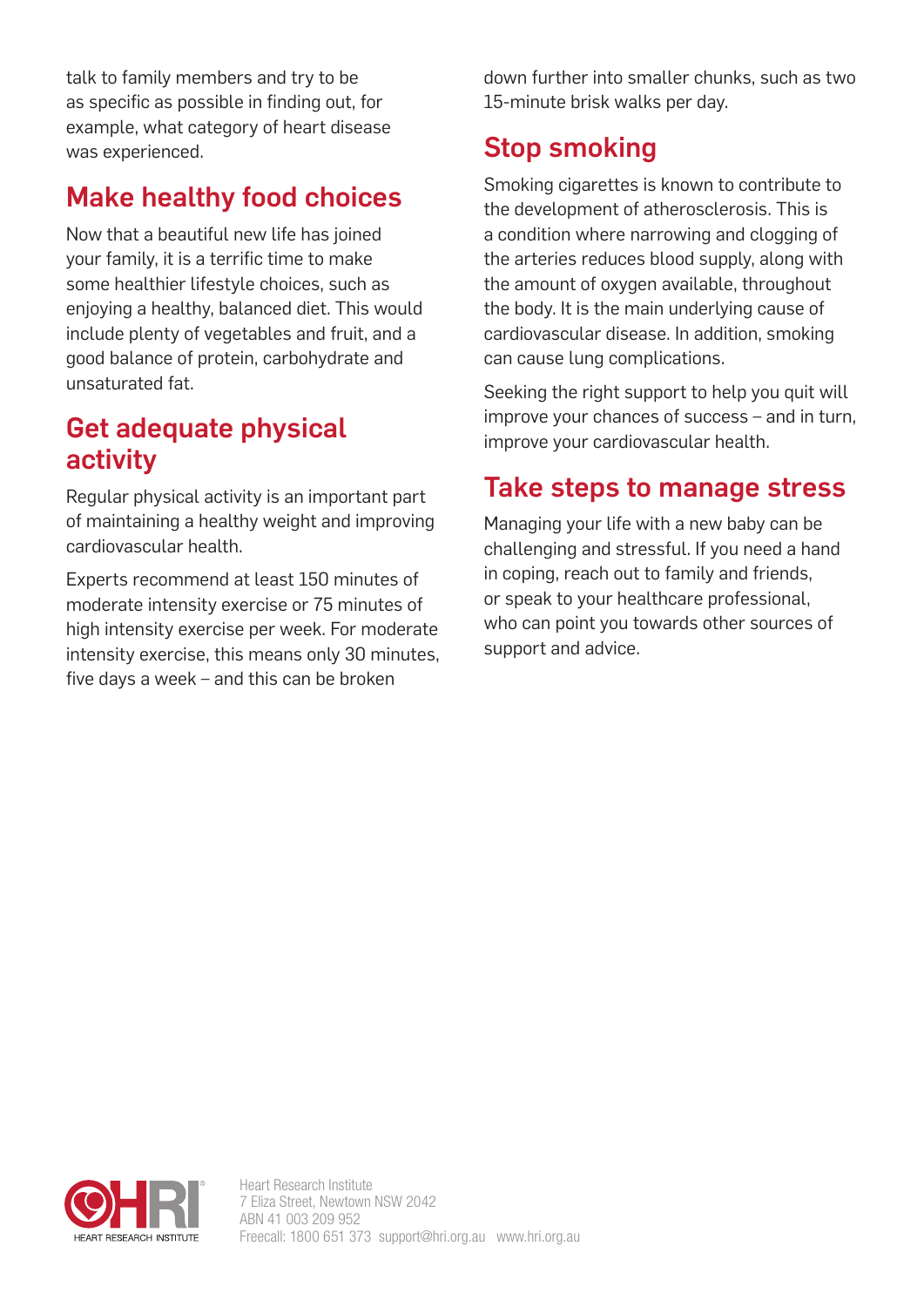talk to family members and try to be as specific as possible in finding out, for example, what category of heart disease was experienced.

## Make healthy food choices

Now that a beautiful new life has joined your family, it is a terrific time to make some healthier lifestyle choices, such as enjoying a healthy, balanced diet. This would include plenty of vegetables and fruit, and a good balance of protein, carbohydrate and unsaturated fat.

## Get adequate physical activity

Regular physical activity is an important part of maintaining a healthy weight and improving cardiovascular health.

Experts recommend at least 150 minutes of moderate intensity exercise or 75 minutes of high intensity exercise per week. For moderate intensity exercise, this means only 30 minutes, five days a week – and this can be broken down further into smaller chunks, such as two 15-minute brisk walks per day.

## Stop smoking

Smoking cigarettes is known to contribute to the development of atherosclerosis. This is a condition where narrowing and clogging of the arteries reduces blood supply, along with the amount of oxygen available, throughout the body. It is the main underlying cause of cardiovascular disease. In addition, smoking can cause lung complications.

Seeking the right support to help you quit will improve your chances of success – and in turn, improve your cardiovascular health.

## Take steps to manage stress

Managing your life with a new baby can be challenging and stressful. If you need a hand in coping, reach out to family and friends, or speak to your healthcare professional, who can point you towards other sources of support and advice.

Heart Research Institute
7 Eliza Street, Newtown NSW 2042
ABN 41 003 209 952
Freecall: 1800 651 373 support@hri.org.au www.hri.org.au